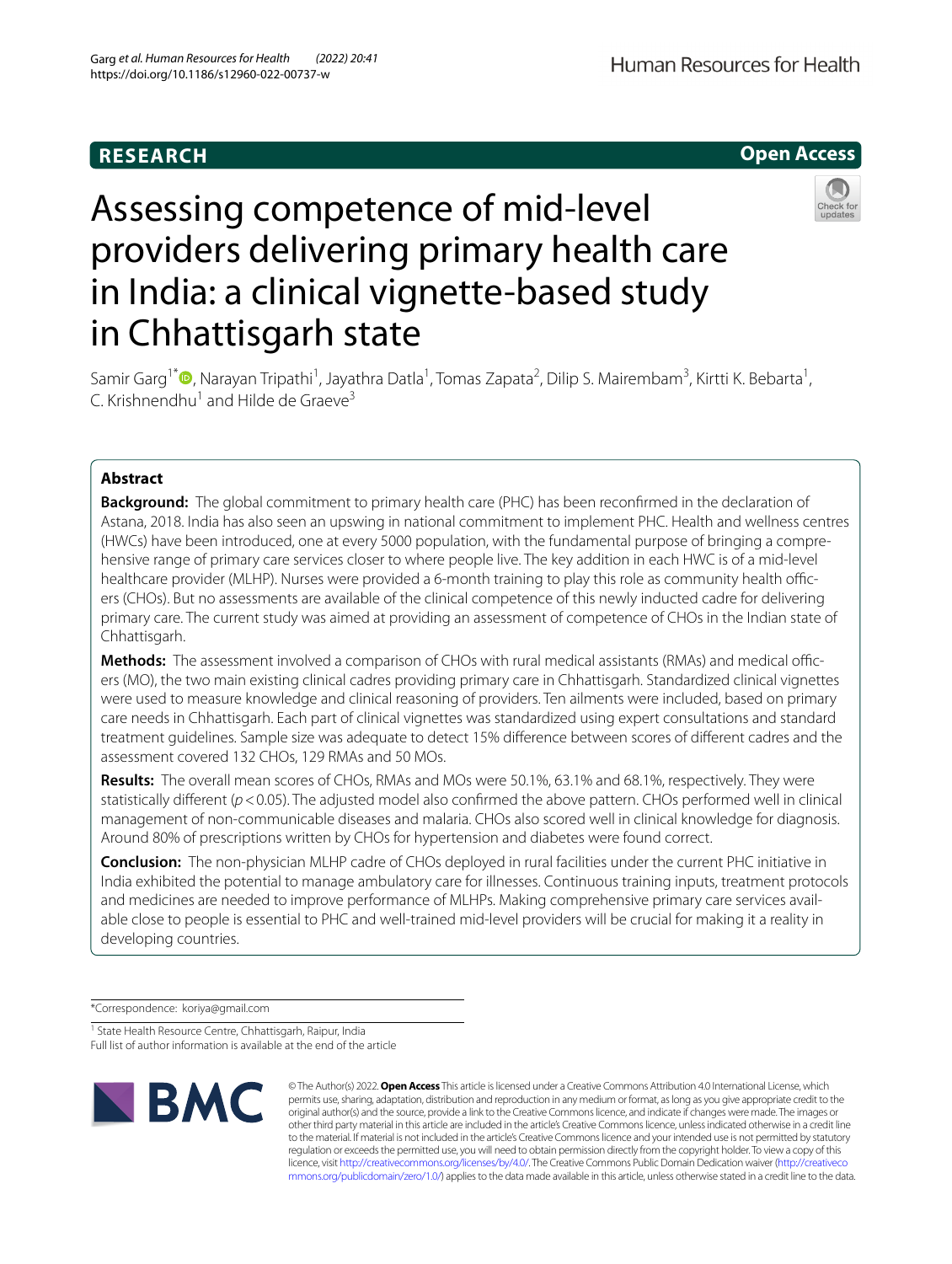RESEARCH

Open Access

# Assessing competence of mid-level providers delivering primary health care in India: a clinical vignette-based study in Chhattisgarh state

Samir Garg[1*], Narayan Tripathi[1], Jayathra Datla[1], Tomas Zapata[2], Dilip S. Mairembam[3], Kirtti K. Bebarta[1], C. Krishnendhu[1] and Hilde de Graeve[3]

## Abstract

**Background:** The global commitment to primary health care (PHC) has been reconfirmed in the declaration of Astana, 2018. India has also seen an upswing in national commitment to implement PHC. Health and wellness centres (HWCs) have been introduced, one at every 5000 population, with the fundamental purpose of bringing a comprehensive range of primary care services closer to where people live. The key addition in each HWC is of a mid-level healthcare provider (MLHP). Nurses were provided a 6-month training to play this role as community health officers (CHOs). But no assessments are available of the clinical competence of this newly inducted cadre for delivering primary care. The current study was aimed at providing an assessment of competence of CHOs in the Indian state of Chhattisgarh.

**Methods:** The assessment involved a comparison of CHOs with rural medical assistants (RMAs) and medical officers (MO), the two main existing clinical cadres providing primary care in Chhattisgarh. Standardized clinical vignettes were used to measure knowledge and clinical reasoning of providers. Ten ailments were included, based on primary care needs in Chhattisgarh. Each part of clinical vignettes was standardized using expert consultations and standard treatment guidelines. Sample size was adequate to detect 15% difference between scores of different cadres and the assessment covered 132 CHOs, 129 RMAs and 50 MOs.

**Results:** The overall mean scores of CHOs, RMAs and MOs were 50.1%, 63.1% and 68.1%, respectively. They were statistically different ($p < 0.05$). The adjusted model also confirmed the above pattern. CHOs performed well in clinical management of non-communicable diseases and malaria. CHOs also scored well in clinical knowledge for diagnosis. Around 80% of prescriptions written by CHOs for hypertension and diabetes were found correct.

**Conclusion:** The non-physician MLHP cadre of CHOs deployed in rural facilities under the current PHC initiative in India exhibited the potential to manage ambulatory care for illnesses. Continuous training inputs, treatment protocols and medicines are needed to improve performance of MLHPs. Making comprehensive primary care services available close to people is essential to PHC and well-trained mid-level providers will be crucial for making it a reality in developing countries.

*Correspondence: koriya@gmail.com

[1] State Health Resource Centre, Chhattisgarh, Raipur, India

Full list of author information is available at the end of the article

© The Author(s) 2022. **Open Access** This article is licensed under a Creative Commons Attribution 4.0 International License, which permits use, sharing, adaptation, distribution and reproduction in any medium or format, as long as you give appropriate credit to the original author(s) and the source, provide a link to the Creative Commons licence, and indicate if changes were made. The images or other third party material in this article are included in the article's Creative Commons licence, unless indicated otherwise in a credit line to the material. If material is not included in the article's Creative Commons licence and your intended use is not permitted by statutory regulation or exceeds the permitted use, you will need to obtain permission directly from the copyright holder. To view a copy of this licence, visit http://creativecommons.org/licenses/by/4.0/. The Creative Commons Public Domain Dedication waiver (http://creativecommons.org/publicdomain/zero/1.0/) applies to the data made available in this article, unless otherwise stated in a credit line to the data.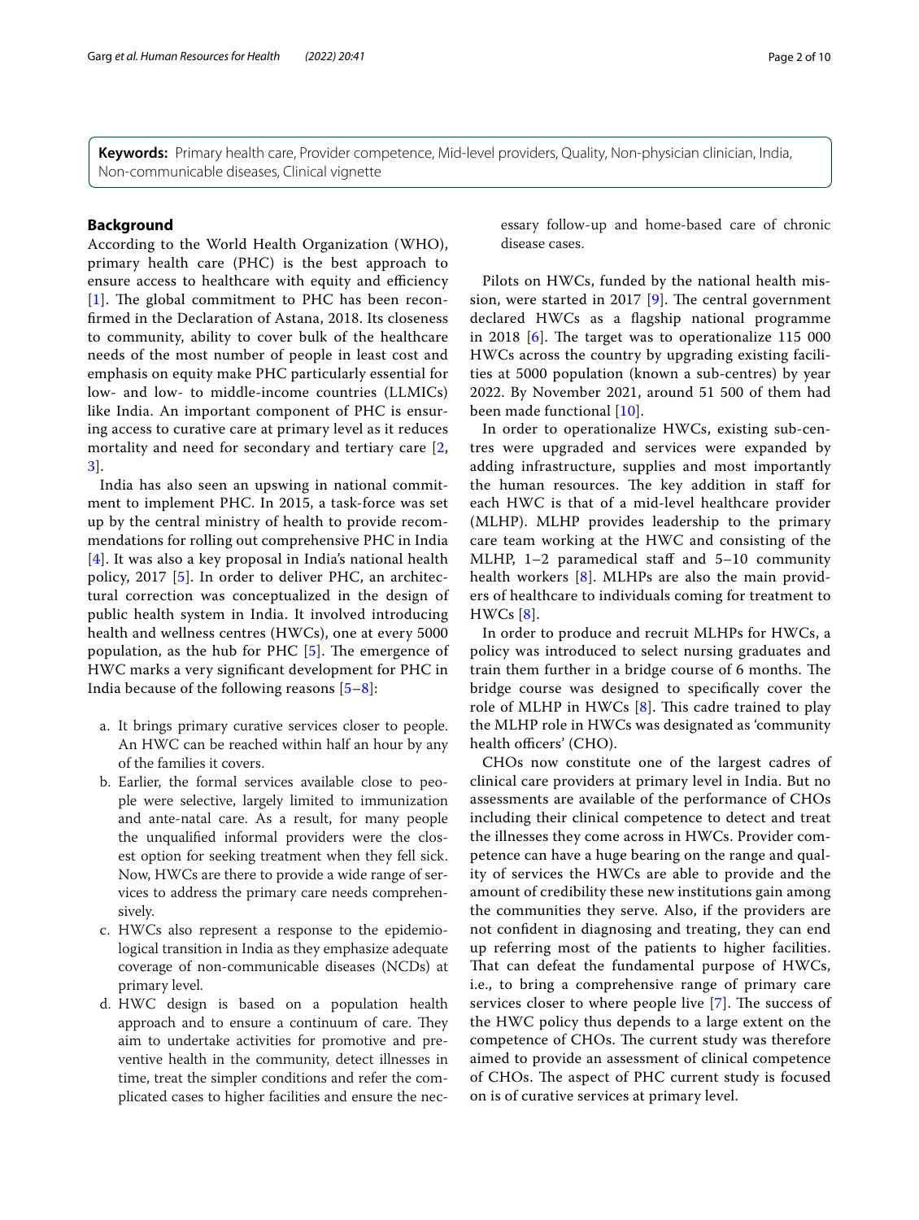**Keywords:** Primary health care, Provider competence, Mid-level providers, Quality, Non-physician clinician, India, Non-communicable diseases, Clinical vignette

## Background

According to the World Health Organization (WHO), primary health care (PHC) is the best approach to ensure access to healthcare with equity and efficiency [1]. The global commitment to PHC has been reconfirmed in the Declaration of Astana, 2018. Its closeness to community, ability to cover bulk of the healthcare needs of the most number of people in least cost and emphasis on equity make PHC particularly essential for low- and low- to middle-income countries (LLMICs) like India. An important component of PHC is ensuring access to curative care at primary level as it reduces mortality and need for secondary and tertiary care [2, 3].

India has also seen an upswing in national commitment to implement PHC. In 2015, a task-force was set up by the central ministry of health to provide recommendations for rolling out comprehensive PHC in India [4]. It was also a key proposal in India's national health policy, 2017 [5]. In order to deliver PHC, an architectural correction was conceptualized in the design of public health system in India. It involved introducing health and wellness centres (HWCs), one at every 5000 population, as the hub for PHC [5]. The emergence of HWC marks a very significant development for PHC in India because of the following reasons [5–8]:

a. It brings primary curative services closer to people. An HWC can be reached within half an hour by any of the families it covers.
b. Earlier, the formal services available close to people were selective, largely limited to immunization and ante-natal care. As a result, for many people the unqualified informal providers were the closest option for seeking treatment when they fell sick. Now, HWCs are there to provide a wide range of services to address the primary care needs comprehensively.
c. HWCs also represent a response to the epidemiological transition in India as they emphasize adequate coverage of non-communicable diseases (NCDs) at primary level.
d. HWC design is based on a population health approach and to ensure a continuum of care. They aim to undertake activities for promotive and preventive health in the community, detect illnesses in time, treat the simpler conditions and refer the complicated cases to higher facilities and ensure the necessary follow-up and home-based care of chronic disease cases.

Pilots on HWCs, funded by the national health mission, were started in 2017 [9]. The central government declared HWCs as a flagship national programme in 2018 [6]. The target was to operationalize 115 000 HWCs across the country by upgrading existing facilities at 5000 population (known a sub-centres) by year 2022. By November 2021, around 51 500 of them had been made functional [10].

In order to operationalize HWCs, existing sub-centres were upgraded and services were expanded by adding infrastructure, supplies and most importantly the human resources. The key addition in staff for each HWC is that of a mid-level healthcare provider (MLHP). MLHP provides leadership to the primary care team working at the HWC and consisting of the MLHP, 1–2 paramedical staff and 5–10 community health workers [8]. MLHPs are also the main providers of healthcare to individuals coming for treatment to HWCs [8].

In order to produce and recruit MLHPs for HWCs, a policy was introduced to select nursing graduates and train them further in a bridge course of 6 months. The bridge course was designed to specifically cover the role of MLHP in HWCs [8]. This cadre trained to play the MLHP role in HWCs was designated as 'community health officers' (CHO).

CHOs now constitute one of the largest cadres of clinical care providers at primary level in India. But no assessments are available of the performance of CHOs including their clinical competence to detect and treat the illnesses they come across in HWCs. Provider competence can have a huge bearing on the range and quality of services the HWCs are able to provide and the amount of credibility these new institutions gain among the communities they serve. Also, if the providers are not confident in diagnosing and treating, they can end up referring most of the patients to higher facilities. That can defeat the fundamental purpose of HWCs, i.e., to bring a comprehensive range of primary care services closer to where people live [7]. The success of the HWC policy thus depends to a large extent on the competence of CHOs. The current study was therefore aimed to provide an assessment of clinical competence of CHOs. The aspect of PHC current study is focused on is of curative services at primary level.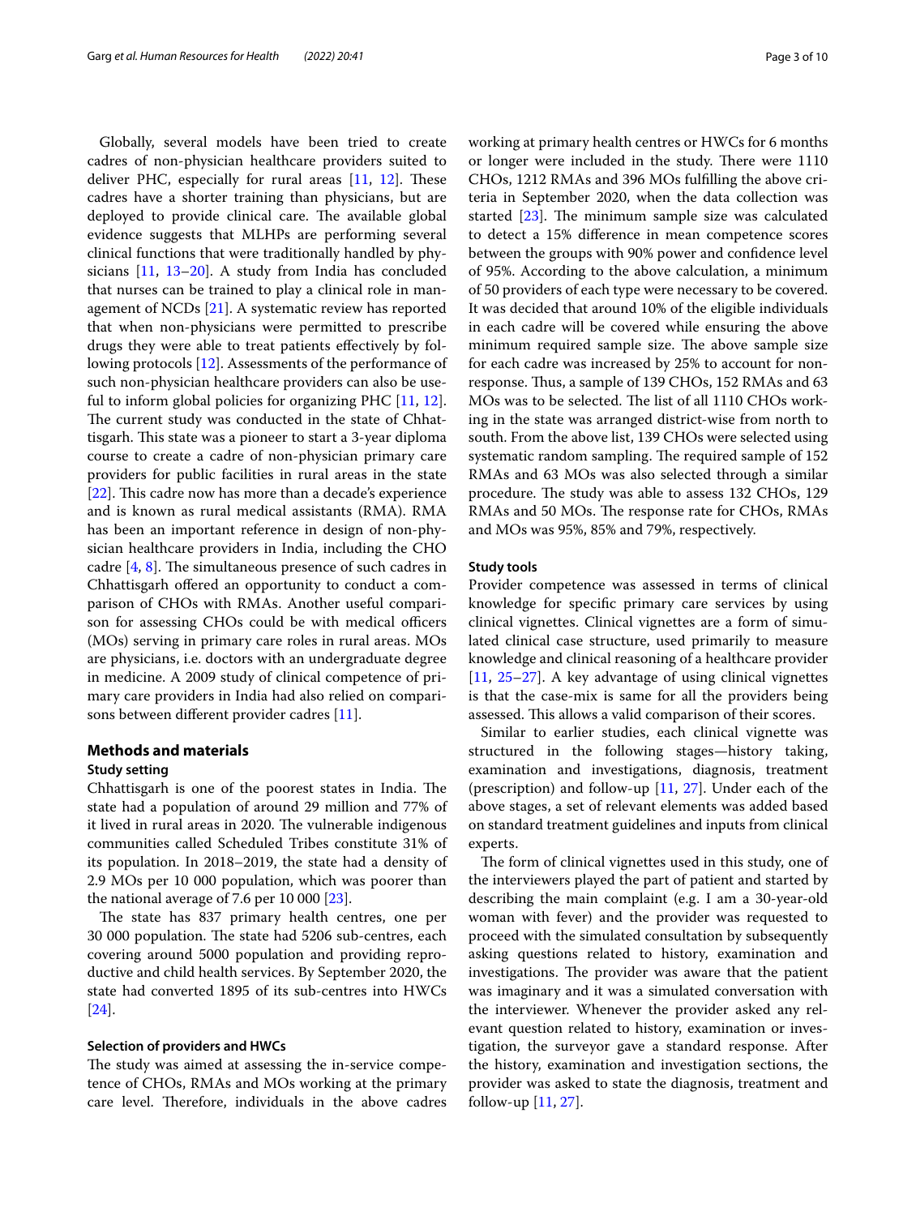Globally, several models have been tried to create cadres of non-physician healthcare providers suited to deliver PHC, especially for rural areas [11, 12]. These cadres have a shorter training than physicians, but are deployed to provide clinical care. The available global evidence suggests that MLHPs are performing several clinical functions that were traditionally handled by physicians [11, 13–20]. A study from India has concluded that nurses can be trained to play a clinical role in management of NCDs [21]. A systematic review has reported that when non-physicians were permitted to prescribe drugs they were able to treat patients effectively by following protocols [12]. Assessments of the performance of such non-physician healthcare providers can also be useful to inform global policies for organizing PHC [11, 12]. The current study was conducted in the state of Chhattisgarh. This state was a pioneer to start a 3-year diploma course to create a cadre of non-physician primary care providers for public facilities in rural areas in the state [22]. This cadre now has more than a decade's experience and is known as rural medical assistants (RMA). RMA has been an important reference in design of non-physician healthcare providers in India, including the CHO cadre [4, 8]. The simultaneous presence of such cadres in Chhattisgarh offered an opportunity to conduct a comparison of CHOs with RMAs. Another useful comparison for assessing CHOs could be with medical officers (MOs) serving in primary care roles in rural areas. MOs are physicians, i.e. doctors with an undergraduate degree in medicine. A 2009 study of clinical competence of primary care providers in India had also relied on comparisons between different provider cadres [11].

## Methods and materials

### Study setting

Chhattisgarh is one of the poorest states in India. The state had a population of around 29 million and 77% of it lived in rural areas in 2020. The vulnerable indigenous communities called Scheduled Tribes constitute 31% of its population. In 2018–2019, the state had a density of 2.9 MOs per 10 000 population, which was poorer than the national average of 7.6 per 10 000 [23].

The state has 837 primary health centres, one per 30 000 population. The state had 5206 sub-centres, each covering around 5000 population and providing reproductive and child health services. By September 2020, the state had converted 1895 of its sub-centres into HWCs [24].

### Selection of providers and HWCs

The study was aimed at assessing the in-service competence of CHOs, RMAs and MOs working at the primary care level. Therefore, individuals in the above cadres working at primary health centres or HWCs for 6 months or longer were included in the study. There were 1110 CHOs, 1212 RMAs and 396 MOs fulfilling the above criteria in September 2020, when the data collection was started [23]. The minimum sample size was calculated to detect a 15% difference in mean competence scores between the groups with 90% power and confidence level of 95%. According to the above calculation, a minimum of 50 providers of each type were necessary to be covered. It was decided that around 10% of the eligible individuals in each cadre will be covered while ensuring the above minimum required sample size. The above sample size for each cadre was increased by 25% to account for non-response. Thus, a sample of 139 CHOs, 152 RMAs and 63 MOs was to be selected. The list of all 1110 CHOs working in the state was arranged district-wise from north to south. From the above list, 139 CHOs were selected using systematic random sampling. The required sample of 152 RMAs and 63 MOs was also selected through a similar procedure. The study was able to assess 132 CHOs, 129 RMAs and 50 MOs. The response rate for CHOs, RMAs and MOs was 95%, 85% and 79%, respectively.

### Study tools

Provider competence was assessed in terms of clinical knowledge for specific primary care services by using clinical vignettes. Clinical vignettes are a form of simulated clinical case structure, used primarily to measure knowledge and clinical reasoning of a healthcare provider [11, 25–27]. A key advantage of using clinical vignettes is that the case-mix is same for all the providers being assessed. This allows a valid comparison of their scores.

Similar to earlier studies, each clinical vignette was structured in the following stages—history taking, examination and investigations, diagnosis, treatment (prescription) and follow-up [11, 27]. Under each of the above stages, a set of relevant elements was added based on standard treatment guidelines and inputs from clinical experts.

The form of clinical vignettes used in this study, one of the interviewers played the part of patient and started by describing the main complaint (e.g. I am a 30-year-old woman with fever) and the provider was requested to proceed with the simulated consultation by subsequently asking questions related to history, examination and investigations. The provider was aware that the patient was imaginary and it was a simulated conversation with the interviewer. Whenever the provider asked any relevant question related to history, examination or investigation, the surveyor gave a standard response. After the history, examination and investigation sections, the provider was asked to state the diagnosis, treatment and follow-up [11, 27].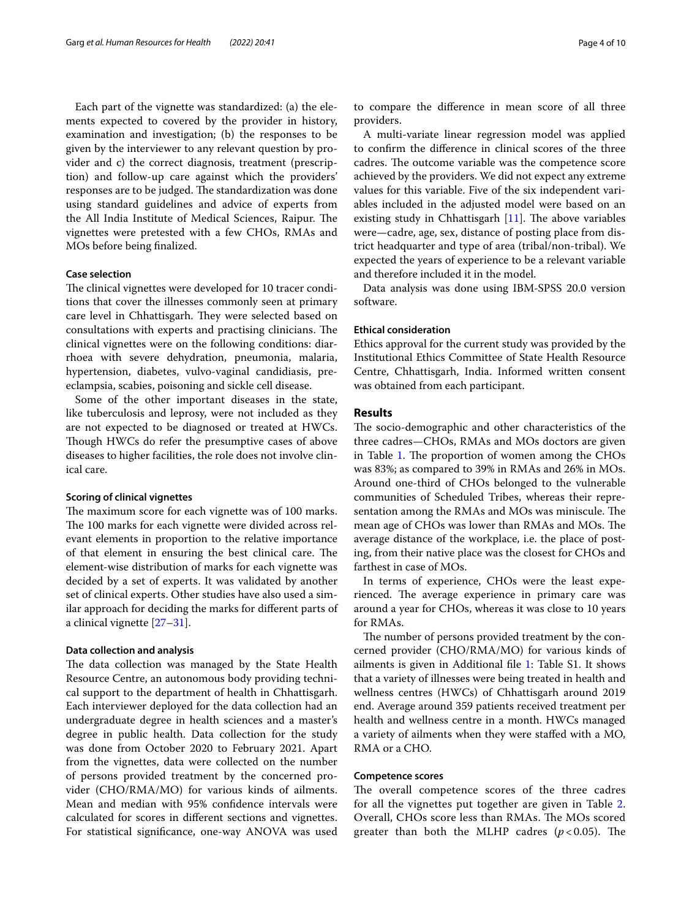Each part of the vignette was standardized: (a) the elements expected to covered by the provider in history, examination and investigation; (b) the responses to be given by the interviewer to any relevant question by provider and c) the correct diagnosis, treatment (prescription) and follow-up care against which the providers' responses are to be judged. The standardization was done using standard guidelines and advice of experts from the All India Institute of Medical Sciences, Raipur. The vignettes were pretested with a few CHOs, RMAs and MOs before being finalized.

### Case selection

The clinical vignettes were developed for 10 tracer conditions that cover the illnesses commonly seen at primary care level in Chhattisgarh. They were selected based on consultations with experts and practising clinicians. The clinical vignettes were on the following conditions: diarrhoea with severe dehydration, pneumonia, malaria, hypertension, diabetes, vulvo-vaginal candidiasis, pre-eclampsia, scabies, poisoning and sickle cell disease.

Some of the other important diseases in the state, like tuberculosis and leprosy, were not included as they are not expected to be diagnosed or treated at HWCs. Though HWCs do refer the presumptive cases of above diseases to higher facilities, the role does not involve clinical care.

### Scoring of clinical vignettes

The maximum score for each vignette was of 100 marks. The 100 marks for each vignette were divided across relevant elements in proportion to the relative importance of that element in ensuring the best clinical care. The element-wise distribution of marks for each vignette was decided by a set of experts. It was validated by another set of clinical experts. Other studies have also used a similar approach for deciding the marks for different parts of a clinical vignette [27–31].

### Data collection and analysis

The data collection was managed by the State Health Resource Centre, an autonomous body providing technical support to the department of health in Chhattisgarh. Each interviewer deployed for the data collection had an undergraduate degree in health sciences and a master's degree in public health. Data collection for the study was done from October 2020 to February 2021. Apart from the vignettes, data were collected on the number of persons provided treatment by the concerned provider (CHO/RMA/MO) for various kinds of ailments. Mean and median with 95% confidence intervals were calculated for scores in different sections and vignettes. For statistical significance, one-way ANOVA was used to compare the difference in mean score of all three providers.

A multi-variate linear regression model was applied to confirm the difference in clinical scores of the three cadres. The outcome variable was the competence score achieved by the providers. We did not expect any extreme values for this variable. Five of the six independent variables included in the adjusted model were based on an existing study in Chhattisgarh [11]. The above variables were—cadre, age, sex, distance of posting place from district headquarter and type of area (tribal/non-tribal). We expected the years of experience to be a relevant variable and therefore included it in the model.

Data analysis was done using IBM-SPSS 20.0 version software.

### Ethical consideration

Ethics approval for the current study was provided by the Institutional Ethics Committee of State Health Resource Centre, Chhattisgarh, India. Informed written consent was obtained from each participant.

## Results

The socio-demographic and other characteristics of the three cadres—CHOs, RMAs and MOs doctors are given in Table 1. The proportion of women among the CHOs was 83%; as compared to 39% in RMAs and 26% in MOs. Around one-third of CHOs belonged to the vulnerable communities of Scheduled Tribes, whereas their representation among the RMAs and MOs was miniscule. The mean age of CHOs was lower than RMAs and MOs. The average distance of the workplace, i.e. the place of posting, from their native place was the closest for CHOs and farthest in case of MOs.

In terms of experience, CHOs were the least experienced. The average experience in primary care was around a year for CHOs, whereas it was close to 10 years for RMAs.

The number of persons provided treatment by the concerned provider (CHO/RMA/MO) for various kinds of ailments is given in Additional file 1: Table S1. It shows that a variety of illnesses were being treated in health and wellness centres (HWCs) of Chhattisgarh around 2019 end. Average around 359 patients received treatment per health and wellness centre in a month. HWCs managed a variety of ailments when they were staffed with a MO, RMA or a CHO.

### Competence scores

The overall competence scores of the three cadres for all the vignettes put together are given in Table 2. Overall, CHOs score less than RMAs. The MOs scored greater than both the MLHP cadres ($p < 0.05$). The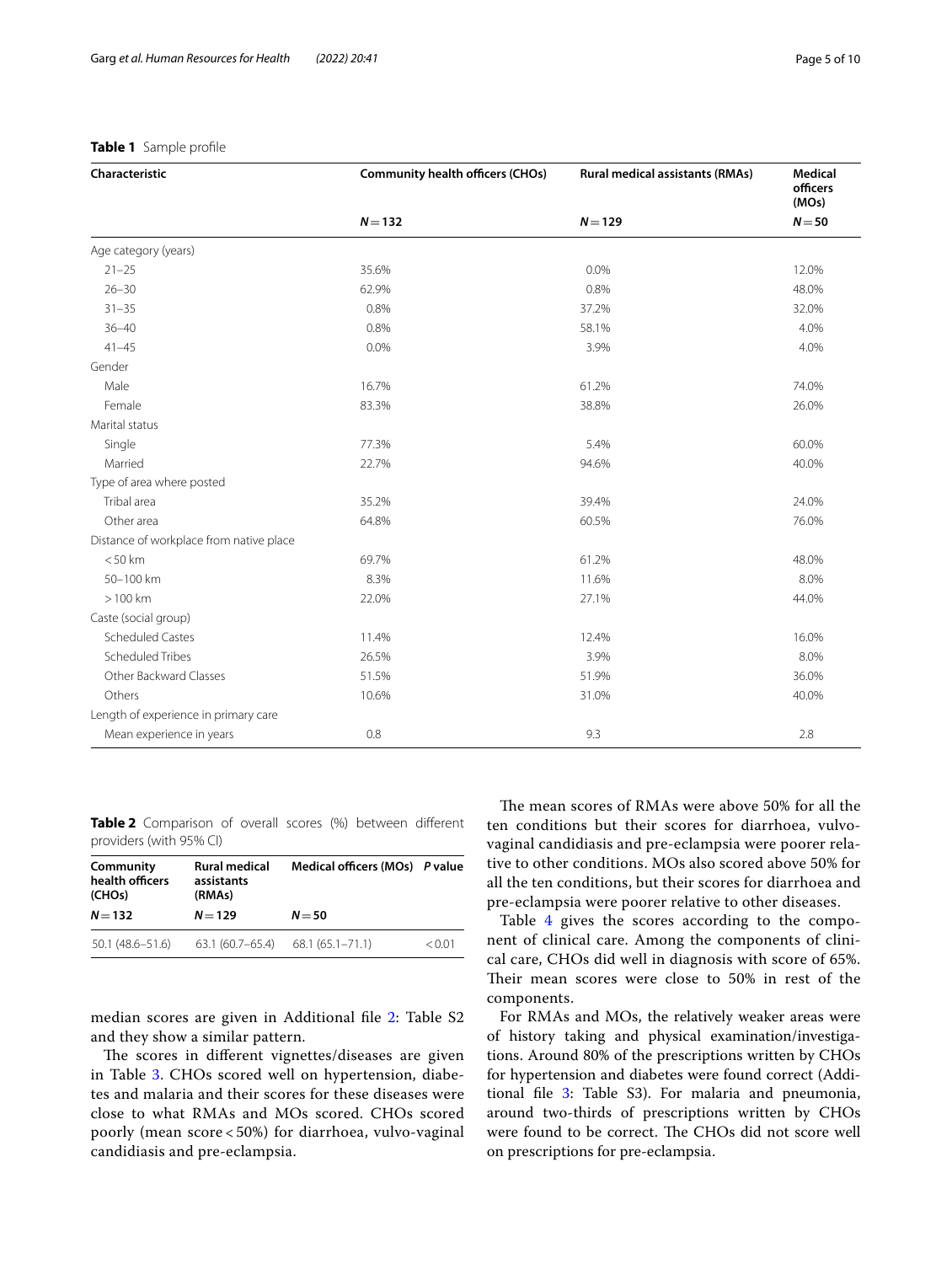**Table 1** Sample profile

| Characteristic | Community health officers (CHOs) | Rural medical assistants (RMAs) | Medical officers (MOs) |
|---|---|---|---|
| | **N = 132** | **N = 129** | **N = 50** |
| Age category (years) | | | |
| 21–25 | 35.6% | 0.0% | 12.0% |
| 26–30 | 62.9% | 0.8% | 48.0% |
| 31–35 | 0.8% | 37.2% | 32.0% |
| 36–40 | 0.8% | 58.1% | 4.0% |
| 41–45 | 0.0% | 3.9% | 4.0% |
| Gender | | | |
| Male | 16.7% | 61.2% | 74.0% |
| Female | 83.3% | 38.8% | 26.0% |
| Marital status | | | |
| Single | 77.3% | 5.4% | 60.0% |
| Married | 22.7% | 94.6% | 40.0% |
| Type of area where posted | | | |
| Tribal area | 35.2% | 39.4% | 24.0% |
| Other area | 64.8% | 60.5% | 76.0% |
| Distance of workplace from native place | | | |
| < 50 km | 69.7% | 61.2% | 48.0% |
| 50–100 km | 8.3% | 11.6% | 8.0% |
| > 100 km | 22.0% | 27.1% | 44.0% |
| Caste (social group) | | | |
| Scheduled Castes | 11.4% | 12.4% | 16.0% |
| Scheduled Tribes | 26.5% | 3.9% | 8.0% |
| Other Backward Classes | 51.5% | 51.9% | 36.0% |
| Others | 10.6% | 31.0% | 40.0% |
| Length of experience in primary care | | | |
| Mean experience in years | 0.8 | 9.3 | 2.8 |

**Table 2** Comparison of overall scores (%) between different providers (with 95% CI)

| Community health officers (CHOs) | Rural medical assistants (RMAs) | Medical officers (MOs) | P value |
|---|---|---|---|
| **N = 132** | **N = 129** | **N = 50** | |
| 50.1 (48.6–51.6) | 63.1 (60.7–65.4) | 68.1 (65.1–71.1) | < 0.01 |

median scores are given in Additional file 2: Table S2 and they show a similar pattern.

The scores in different vignettes/diseases are given in Table 3. CHOs scored well on hypertension, diabetes and malaria and their scores for these diseases were close to what RMAs and MOs scored. CHOs scored poorly (mean score < 50%) for diarrhoea, vulvo-vaginal candidiasis and pre-eclampsia.

The mean scores of RMAs were above 50% for all the ten conditions but their scores for diarrhoea, vulvo-vaginal candidiasis and pre-eclampsia were poorer relative to other conditions. MOs also scored above 50% for all the ten conditions, but their scores for diarrhoea and pre-eclampsia were poorer relative to other diseases.

Table 4 gives the scores according to the component of clinical care. Among the components of clinical care, CHOs did well in diagnosis with score of 65%. Their mean scores were close to 50% in rest of the components.

For RMAs and MOs, the relatively weaker areas were of history taking and physical examination/investigations. Around 80% of the prescriptions written by CHOs for hypertension and diabetes were found correct (Additional file 3: Table S3). For malaria and pneumonia, around two-thirds of prescriptions written by CHOs were found to be correct. The CHOs did not score well on prescriptions for pre-eclampsia.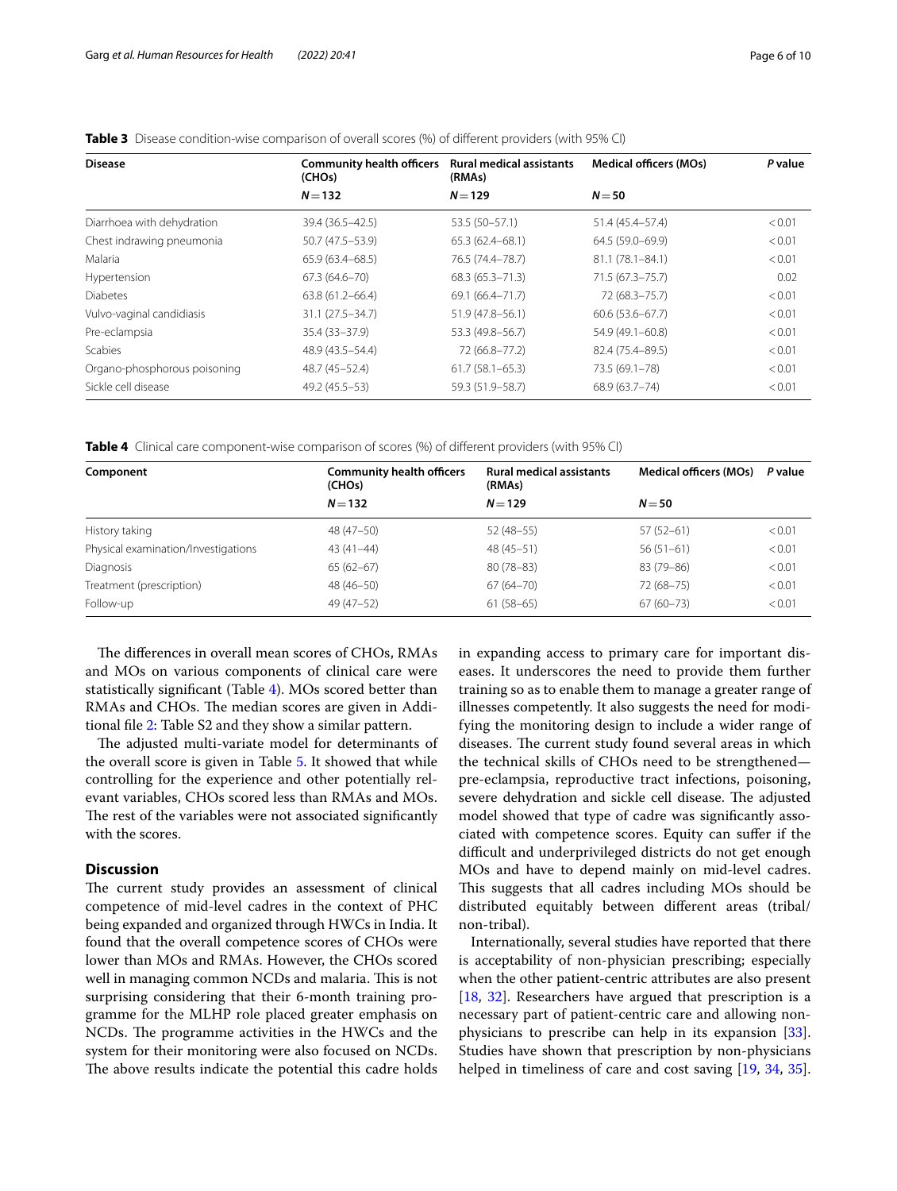**Table 3** Disease condition-wise comparison of overall scores (%) of different providers (with 95% CI)

| Disease | Community health officers (CHOs) | Rural medical assistants (RMAs) | Medical officers (MOs) | *P* value |
|---|---|---|---|---|
| | *N* = 132 | *N* = 129 | *N* = 50 | |
| Diarrhoea with dehydration | 39.4 (36.5–42.5) | 53.5 (50–57.1) | 51.4 (45.4–57.4) | < 0.01 |
| Chest indrawing pneumonia | 50.7 (47.5–53.9) | 65.3 (62.4–68.1) | 64.5 (59.0–69.9) | < 0.01 |
| Malaria | 65.9 (63.4–68.5) | 76.5 (74.4–78.7) | 81.1 (78.1–84.1) | < 0.01 |
| Hypertension | 67.3 (64.6–70) | 68.3 (65.3–71.3) | 71.5 (67.3–75.7) | 0.02 |
| Diabetes | 63.8 (61.2–66.4) | 69.1 (66.4–71.7) | 72 (68.3–75.7) | < 0.01 |
| Vulvo-vaginal candidiasis | 31.1 (27.5–34.7) | 51.9 (47.8–56.1) | 60.6 (53.6–67.7) | < 0.01 |
| Pre-eclampsia | 35.4 (33–37.9) | 53.3 (49.8–56.7) | 54.9 (49.1–60.8) | < 0.01 |
| Scabies | 48.9 (43.5–54.4) | 72 (66.8–77.2) | 82.4 (75.4–89.5) | < 0.01 |
| Organo-phosphorous poisoning | 48.7 (45–52.4) | 61.7 (58.1–65.3) | 73.5 (69.1–78) | < 0.01 |
| Sickle cell disease | 49.2 (45.5–53) | 59.3 (51.9–58.7) | 68.9 (63.7–74) | < 0.01 |

**Table 4** Clinical care component-wise comparison of scores (%) of different providers (with 95% CI)

| Component | Community health officers (CHOs) | Rural medical assistants (RMAs) | Medical officers (MOs) | *P* value |
|---|---|---|---|---|
| | *N* = 132 | *N* = 129 | *N* = 50 | |
| History taking | 48 (47–50) | 52 (48–55) | 57 (52–61) | < 0.01 |
| Physical examination/Investigations | 43 (41–44) | 48 (45–51) | 56 (51–61) | < 0.01 |
| Diagnosis | 65 (62–67) | 80 (78–83) | 83 (79–86) | < 0.01 |
| Treatment (prescription) | 48 (46–50) | 67 (64–70) | 72 (68–75) | < 0.01 |
| Follow-up | 49 (47–52) | 61 (58–65) | 67 (60–73) | < 0.01 |

The differences in overall mean scores of CHOs, RMAs and MOs on various components of clinical care were statistically significant (Table 4). MOs scored better than RMAs and CHOs. The median scores are given in Additional file 2: Table S2 and they show a similar pattern.

The adjusted multi-variate model for determinants of the overall score is given in Table 5. It showed that while controlling for the experience and other potentially relevant variables, CHOs scored less than RMAs and MOs. The rest of the variables were not associated significantly with the scores.

## Discussion

The current study provides an assessment of clinical competence of mid-level cadres in the context of PHC being expanded and organized through HWCs in India. It found that the overall competence scores of CHOs were lower than MOs and RMAs. However, the CHOs scored well in managing common NCDs and malaria. This is not surprising considering that their 6-month training programme for the MLHP role placed greater emphasis on NCDs. The programme activities in the HWCs and the system for their monitoring were also focused on NCDs. The above results indicate the potential this cadre holds in expanding access to primary care for important diseases. It underscores the need to provide them further training so as to enable them to manage a greater range of illnesses competently. It also suggests the need for modifying the monitoring design to include a wider range of diseases. The current study found several areas in which the technical skills of CHOs need to be strengthened—pre-eclampsia, reproductive tract infections, poisoning, severe dehydration and sickle cell disease. The adjusted model showed that type of cadre was significantly associated with competence scores. Equity can suffer if the difficult and underprivileged districts do not get enough MOs and have to depend mainly on mid-level cadres. This suggests that all cadres including MOs should be distributed equitably between different areas (tribal/non-tribal).

Internationally, several studies have reported that there is acceptability of non-physician prescribing; especially when the other patient-centric attributes are also present [18, 32]. Researchers have argued that prescription is a necessary part of patient-centric care and allowing non-physicians to prescribe can help in its expansion [33]. Studies have shown that prescription by non-physicians helped in timeliness of care and cost saving [19, 34, 35].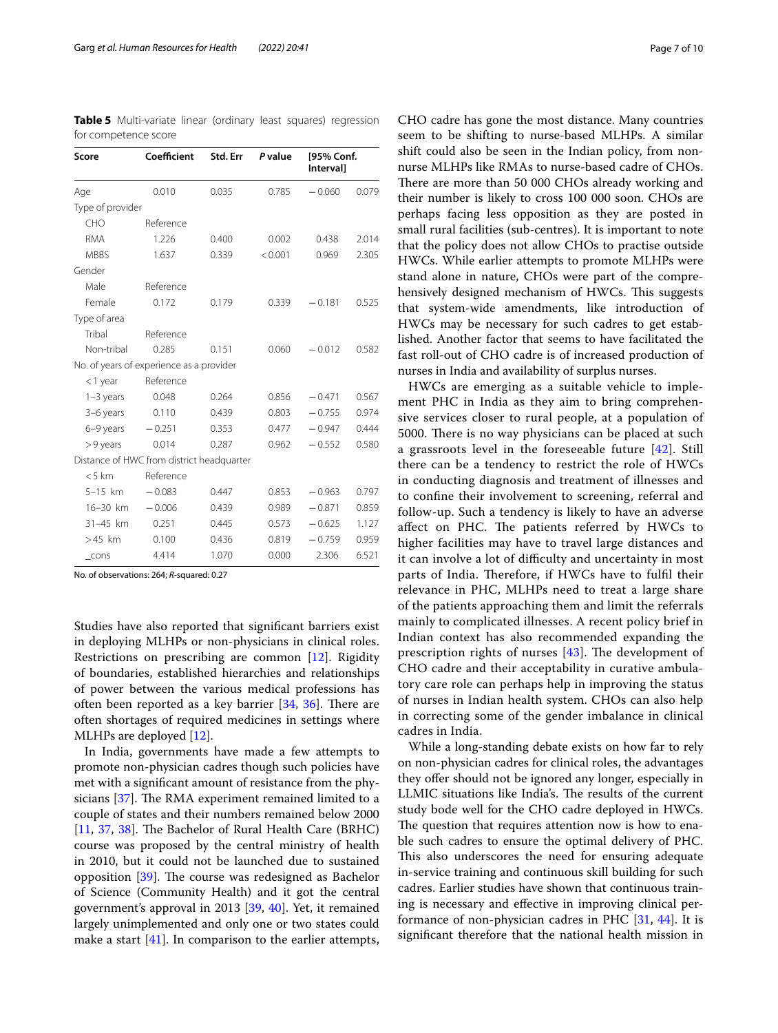**Table 5** Multi-variate linear (ordinary least squares) regression for competence score

| Score | Coefficient | Std. Err | *P* value | [95% Conf. Interval] | |
|---|---|---|---|---|---|
| Age | 0.010 | 0.035 | 0.785 | −0.060 | 0.079 |
| Type of provider | | | | | |
| CHO | Reference | | | | |
| RMA | 1.226 | 0.400 | 0.002 | 0.438 | 2.014 |
| MBBS | 1.637 | 0.339 | < 0.001 | 0.969 | 2.305 |
| Gender | | | | | |
| Male | Reference | | | | |
| Female | 0.172 | 0.179 | 0.339 | −0.181 | 0.525 |
| Type of area | | | | | |
| Tribal | Reference | | | | |
| Non-tribal | 0.285 | 0.151 | 0.060 | −0.012 | 0.582 |
| No. of years of experience as a provider | | | | | |
| < 1 year | Reference | | | | |
| 1–3 years | 0.048 | 0.264 | 0.856 | −0.471 | 0.567 |
| 3–6 years | 0.110 | 0.439 | 0.803 | −0.755 | 0.974 |
| 6–9 years | −0.251 | 0.353 | 0.477 | −0.947 | 0.444 |
| > 9 years | 0.014 | 0.287 | 0.962 | −0.552 | 0.580 |
| Distance of HWC from district headquarter | | | | | |
| < 5 km | Reference | | | | |
| 5–15 km | −0.083 | 0.447 | 0.853 | −0.963 | 0.797 |
| 16–30 km | −0.006 | 0.439 | 0.989 | −0.871 | 0.859 |
| 31–45 km | 0.251 | 0.445 | 0.573 | −0.625 | 1.127 |
| > 45 km | 0.100 | 0.436 | 0.819 | −0.759 | 0.959 |
| _cons | 4.414 | 1.070 | 0.000 | 2.306 | 6.521 |

No. of observations: 264; *R*-squared: 0.27

Studies have also reported that significant barriers exist in deploying MLHPs or non-physicians in clinical roles. Restrictions on prescribing are common [12]. Rigidity of boundaries, established hierarchies and relationships of power between the various medical professions has often been reported as a key barrier [34, 36]. There are often shortages of required medicines in settings where MLHPs are deployed [12].

In India, governments have made a few attempts to promote non-physician cadres though such policies have met with a significant amount of resistance from the physicians [37]. The RMA experiment remained limited to a couple of states and their numbers remained below 2000 [11, 37, 38]. The Bachelor of Rural Health Care (BRHC) course was proposed by the central ministry of health in 2010, but it could not be launched due to sustained opposition [39]. The course was redesigned as Bachelor of Science (Community Health) and it got the central government's approval in 2013 [39, 40]. Yet, it remained largely unimplemented and only one or two states could make a start [41]. In comparison to the earlier attempts, CHO cadre has gone the most distance. Many countries seem to be shifting to nurse-based MLHPs. A similar shift could also be seen in the Indian policy, from non-nurse MLHPs like RMAs to nurse-based cadre of CHOs. There are more than 50 000 CHOs already working and their number is likely to cross 100 000 soon. CHOs are perhaps facing less opposition as they are posted in small rural facilities (sub-centres). It is important to note that the policy does not allow CHOs to practise outside HWCs. While earlier attempts to promote MLHPs were stand alone in nature, CHOs were part of the comprehensively designed mechanism of HWCs. This suggests that system-wide amendments, like introduction of HWCs may be necessary for such cadres to get established. Another factor that seems to have facilitated the fast roll-out of CHO cadre is of increased production of nurses in India and availability of surplus nurses.

HWCs are emerging as a suitable vehicle to implement PHC in India as they aim to bring comprehensive services closer to rural people, at a population of 5000. There is no way physicians can be placed at such a grassroots level in the foreseeable future [42]. Still there can be a tendency to restrict the role of HWCs in conducting diagnosis and treatment of illnesses and to confine their involvement to screening, referral and follow-up. Such a tendency is likely to have an adverse affect on PHC. The patients referred by HWCs to higher facilities may have to travel large distances and it can involve a lot of difficulty and uncertainty in most parts of India. Therefore, if HWCs have to fulfil their relevance in PHC, MLHPs need to treat a large share of the patients approaching them and limit the referrals mainly to complicated illnesses. A recent policy brief in Indian context has also recommended expanding the prescription rights of nurses [43]. The development of CHO cadre and their acceptability in curative ambulatory care role can perhaps help in improving the status of nurses in Indian health system. CHOs can also help in correcting some of the gender imbalance in clinical cadres in India.

While a long-standing debate exists on how far to rely on non-physician cadres for clinical roles, the advantages they offer should not be ignored any longer, especially in LLMIC situations like India's. The results of the current study bode well for the CHO cadre deployed in HWCs. The question that requires attention now is how to enable such cadres to ensure the optimal delivery of PHC. This also underscores the need for ensuring adequate in-service training and continuous skill building for such cadres. Earlier studies have shown that continuous training is necessary and effective in improving clinical performance of non-physician cadres in PHC [31, 44]. It is significant therefore that the national health mission in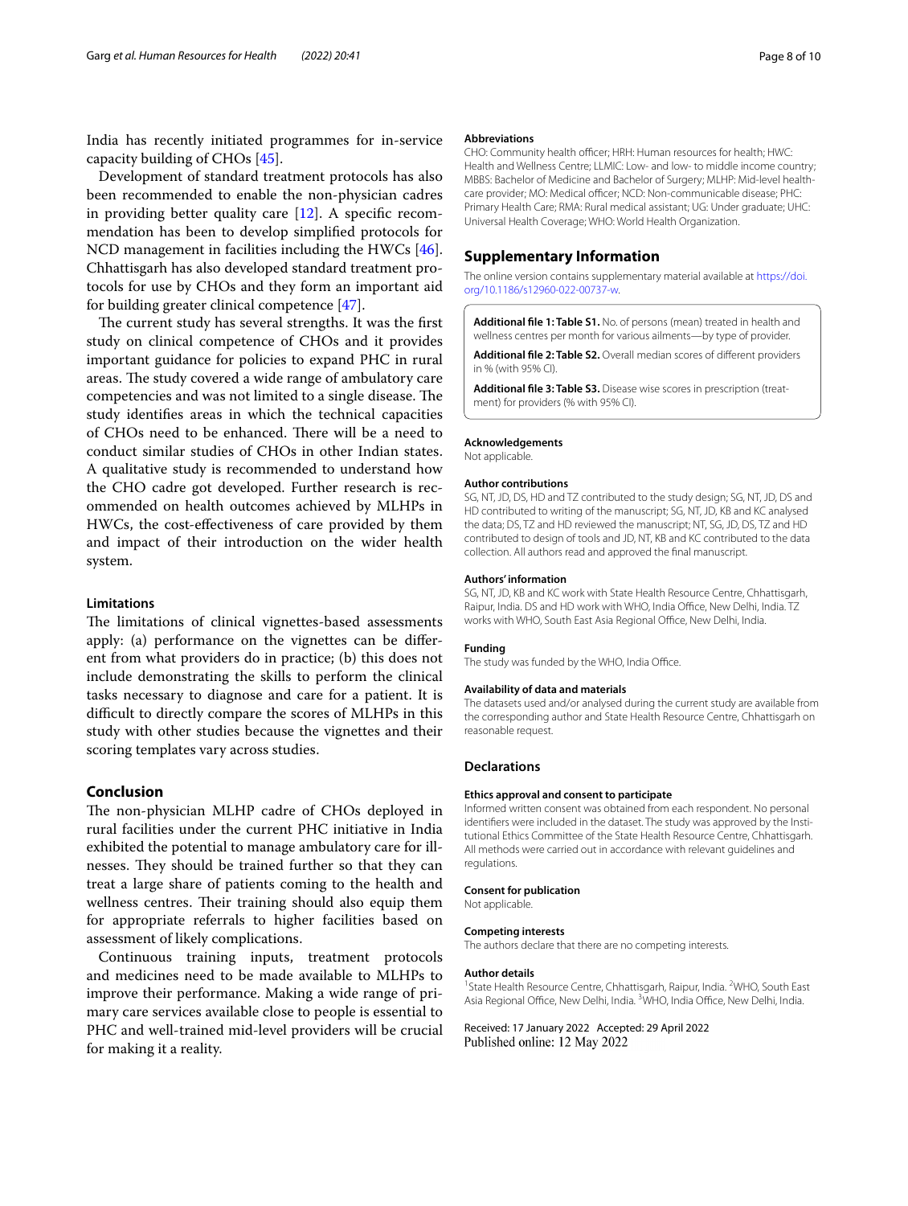India has recently initiated programmes for in-service capacity building of CHOs [45].

Development of standard treatment protocols has also been recommended to enable the non-physician cadres in providing better quality care [12]. A specific recommendation has been to develop simplified protocols for NCD management in facilities including the HWCs [46]. Chhattisgarh has also developed standard treatment protocols for use by CHOs and they form an important aid for building greater clinical competence [47].

The current study has several strengths. It was the first study on clinical competence of CHOs and it provides important guidance for policies to expand PHC in rural areas. The study covered a wide range of ambulatory care competencies and was not limited to a single disease. The study identifies areas in which the technical capacities of CHOs need to be enhanced. There will be a need to conduct similar studies of CHOs in other Indian states. A qualitative study is recommended to understand how the CHO cadre got developed. Further research is recommended on health outcomes achieved by MLHPs in HWCs, the cost-effectiveness of care provided by them and impact of their introduction on the wider health system.

### Limitations

The limitations of clinical vignettes-based assessments apply: (a) performance on the vignettes can be different from what providers do in practice; (b) this does not include demonstrating the skills to perform the clinical tasks necessary to diagnose and care for a patient. It is difficult to directly compare the scores of MLHPs in this study with other studies because the vignettes and their scoring templates vary across studies.

## Conclusion

The non-physician MLHP cadre of CHOs deployed in rural facilities under the current PHC initiative in India exhibited the potential to manage ambulatory care for illnesses. They should be trained further so that they can treat a large share of patients coming to the health and wellness centres. Their training should also equip them for appropriate referrals to higher facilities based on assessment of likely complications.

Continuous training inputs, treatment protocols and medicines need to be made available to MLHPs to improve their performance. Making a wide range of primary care services available close to people is essential to PHC and well-trained mid-level providers will be crucial for making it a reality.

### Abbreviations

CHO: Community health officer; HRH: Human resources for health; HWC: Health and Wellness Centre; LLMIC: Low- and low- to middle income country; MBBS: Bachelor of Medicine and Bachelor of Surgery; MLHP: Mid-level healthcare provider; MO: Medical officer; NCD: Non-communicable disease; PHC: Primary Health Care; RMA: Rural medical assistant; UG: Under graduate; UHC: Universal Health Coverage; WHO: World Health Organization.

## Supplementary Information

The online version contains supplementary material available at https://doi.org/10.1186/s12960-022-00737-w.

**Additional file 1: Table S1.** No. of persons (mean) treated in health and wellness centres per month for various ailments—by type of provider.

**Additional file 2: Table S2.** Overall median scores of different providers in % (with 95% CI).

**Additional file 3: Table S3.** Disease wise scores in prescription (treatment) for providers (% with 95% CI).

### Acknowledgements

Not applicable.

### Author contributions

SG, NT, JD, DS, HD and TZ contributed to the study design; SG, NT, JD, DS and HD contributed to writing of the manuscript; SG, NT, JD, KB and KC analysed the data; DS, TZ and HD reviewed the manuscript; NT, SG, JD, DS, TZ and HD contributed to design of tools and JD, NT, KB and KC contributed to the data collection. All authors read and approved the final manuscript.

### Authors' information

SG, NT, JD, KB and KC work with State Health Resource Centre, Chhattisgarh, Raipur, India. DS and HD work with WHO, India Office, New Delhi, India. TZ works with WHO, South East Asia Regional Office, New Delhi, India.

### Funding

The study was funded by the WHO, India Office.

### Availability of data and materials

The datasets used and/or analysed during the current study are available from the corresponding author and State Health Resource Centre, Chhattisgarh on reasonable request.

## Declarations

### Ethics approval and consent to participate

Informed written consent was obtained from each respondent. No personal identifiers were included in the dataset. The study was approved by the Institutional Ethics Committee of the State Health Resource Centre, Chhattisgarh. All methods were carried out in accordance with relevant guidelines and regulations.

### Consent for publication

Not applicable.

### Competing interests

The authors declare that there are no competing interests.

### Author details

[1] State Health Resource Centre, Chhattisgarh, Raipur, India. [2] WHO, South East Asia Regional Office, New Delhi, India. [3] WHO, India Office, New Delhi, India.

Received: 17 January 2022 Accepted: 29 April 2022
Published online: 12 May 2022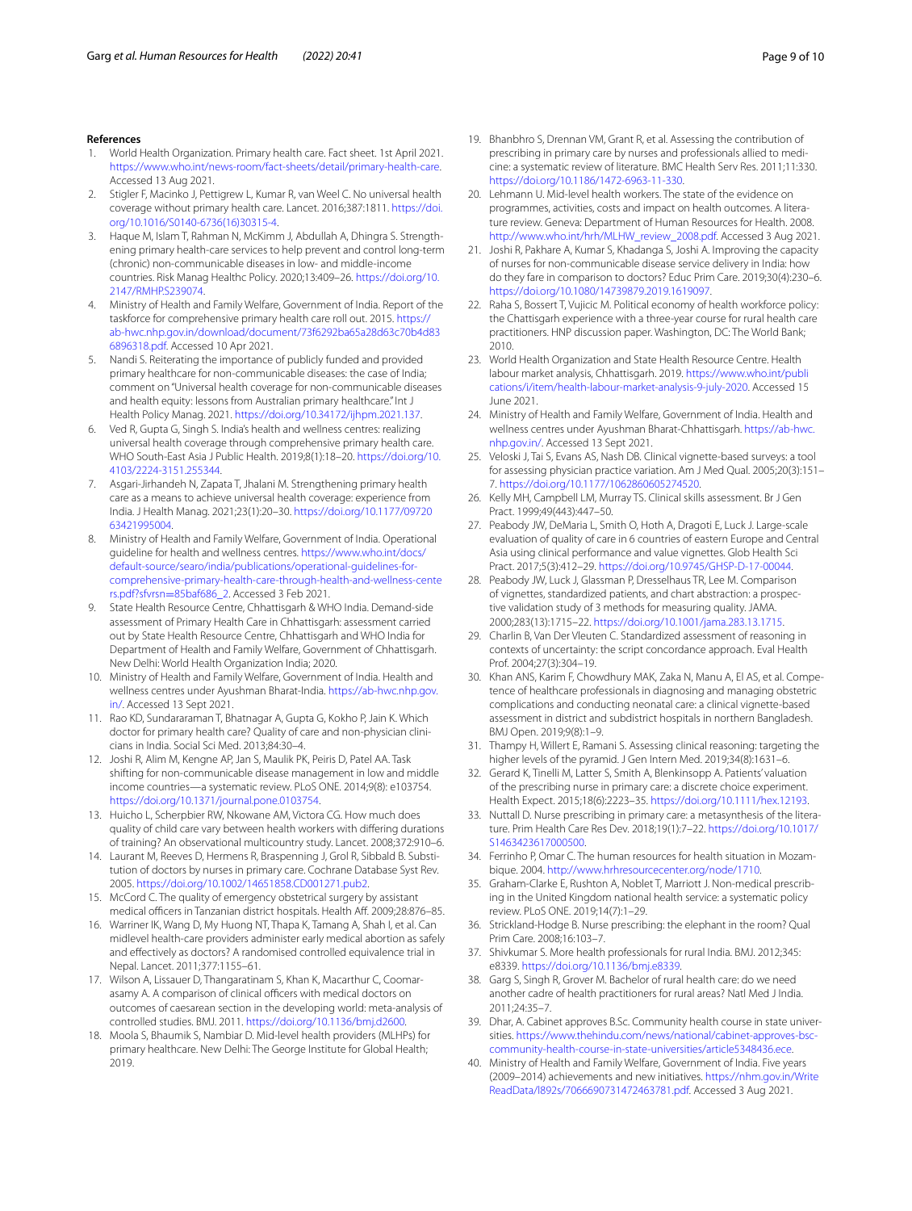#### References

1. World Health Organization. Primary health care. Fact sheet. 1st April 2021. https://www.who.int/news-room/fact-sheets/detail/primary-health-care. Accessed 13 Aug 2021.
2. Stigler F, Macinko J, Pettigrew L, Kumar R, van Weel C. No universal health coverage without primary health care. Lancet. 2016;387:1811. https://doi.org/10.1016/S0140-6736(16)30315-4.
3. Haque M, Islam T, Rahman N, McKimm J, Abdullah A, Dhingra S. Strengthening primary health-care services to help prevent and control long-term (chronic) non-communicable diseases in low- and middle-income countries. Risk Manag Healthc Policy. 2020;13:409–26. https://doi.org/10.2147/RMHP.S239074.
4. Ministry of Health and Family Welfare, Government of India. Report of the taskforce for comprehensive primary health care roll out. 2015. https://ab-hwc.nhp.gov.in/download/document/73f6292ba65a28d63c70b4d836896318.pdf. Accessed 10 Apr 2021.
5. Nandi S. Reiterating the importance of publicly funded and provided primary healthcare for non-communicable diseases: the case of India; comment on "Universal health coverage for non-communicable diseases and health equity: lessons from Australian primary healthcare." Int J Health Policy Manag. 2021. https://doi.org/10.34172/ijhpm.2021.137.
6. Ved R, Gupta G, Singh S. India's health and wellness centres: realizing universal health coverage through comprehensive primary health care. WHO South-East Asia J Public Health. 2019;8(1):18–20. https://doi.org/10.4103/2224-3151.255344.
7. Asgari-Jirhandeh N, Zapata T, Jhalani M. Strengthening primary health care as a means to achieve universal health coverage: experience from India. J Health Manag. 2021;23(1):20–30. https://doi.org/10.1177/0972063421995004.
8. Ministry of Health and Family Welfare, Government of India. Operational guideline for health and wellness centres. https://www.who.int/docs/default-source/searo/india/publications/operational-guidelines-for-comprehensive-primary-health-care-through-health-and-wellness-centers.pdf?sfvrsn=85baf686_2. Accessed 3 Feb 2021.
9. State Health Resource Centre, Chhattisgarh & WHO India. Demand-side assessment of Primary Health Care in Chhattisgarh: assessment carried out by State Health Resource Centre, Chhattisgarh and WHO India for Department of Health and Family Welfare, Government of Chhattisgarh. New Delhi: World Health Organization India; 2020.
10. Ministry of Health and Family Welfare, Government of India. Health and wellness centres under Ayushman Bharat-India. https://ab-hwc.nhp.gov.in/. Accessed 13 Sept 2021.
11. Rao KD, Sundararaman T, Bhatnagar A, Gupta G, Kokho P, Jain K. Which doctor for primary health care? Quality of care and non-physician clinicians in India. Social Sci Med. 2013;84:30–4.
12. Joshi R, Alim M, Kengne AP, Jan S, Maulik PK, Peiris D, Patel AA. Task shifting for non-communicable disease management in low and middle income countries—a systematic review. PLoS ONE. 2014;9(8): e103754. https://doi.org/10.1371/journal.pone.0103754.
13. Huicho L, Scherpbier RW, Nkowane AM, Victora CG. How much does quality of child care vary between health workers with differing durations of training? An observational multicountry study. Lancet. 2008;372:910–6.
14. Laurant M, Reeves D, Hermens R, Braspenning J, Grol R, Sibbald B. Substitution of doctors by nurses in primary care. Cochrane Database Syst Rev. 2005. https://doi.org/10.1002/14651858.CD001271.pub2.
15. McCord C. The quality of emergency obstetrical surgery by assistant medical officers in Tanzanian district hospitals. Health Aff. 2009;28:876–85.
16. Warriner IK, Wang D, My Huong NT, Thapa K, Tamang A, Shah I, et al. Can midlevel health-care providers administer early medical abortion as safely and effectively as doctors? A randomised controlled equivalence trial in Nepal. Lancet. 2011;377:1155–61.
17. Wilson A, Lissauer D, Thangaratinam S, Khan K, Macarthur C, Coomarasamy A. A comparison of clinical officers with medical doctors on outcomes of caesarean section in the developing world: meta-analysis of controlled studies. BMJ. 2011. https://doi.org/10.1136/bmj.d2600.
18. Moola S, Bhaumik S, Nambiar D. Mid-level health providers (MLHPs) for primary healthcare. New Delhi: The George Institute for Global Health; 2019.
19. Bhanbhro S, Drennan VM, Grant R, et al. Assessing the contribution of prescribing in primary care by nurses and professionals allied to medicine: a systematic review of literature. BMC Health Serv Res. 2011;11:330. https://doi.org/10.1186/1472-6963-11-330.
20. Lehmann U. Mid-level health workers. The state of the evidence on programmes, activities, costs and impact on health outcomes. A literature review. Geneva: Department of Human Resources for Health. 2008. http://www.who.int/hrh/MLHW_review_2008.pdf. Accessed 3 Aug 2021.
21. Joshi R, Pakhare A, Kumar S, Khadanga S, Joshi A. Improving the capacity of nurses for non-communicable disease service delivery in India: how do they fare in comparison to doctors? Educ Prim Care. 2019;30(4):230–6. https://doi.org/10.1080/14739879.2019.1619097.
22. Raha S, Bossert T, Vujicic M. Political economy of health workforce policy: the Chattisgarh experience with a three-year course for rural health care practitioners. HNP discussion paper. Washington, DC: The World Bank; 2010.
23. World Health Organization and State Health Resource Centre. Health labour market analysis, Chhattisgarh. 2019. https://www.who.int/publications/i/item/health-labour-market-analysis-9-july-2020. Accessed 15 June 2021.
24. Ministry of Health and Family Welfare, Government of India. Health and wellness centres under Ayushman Bharat-Chhattisgarh. https://ab-hwc.nhp.gov.in/. Accessed 13 Sept 2021.
25. Veloski J, Tai S, Evans AS, Nash DB. Clinical vignette-based surveys: a tool for assessing physician practice variation. Am J Med Qual. 2005;20(3):151–7. https://doi.org/10.1177/1062860605274520.
26. Kelly MH, Campbell LM, Murray TS. Clinical skills assessment. Br J Gen Pract. 1999;49(443):447–50.
27. Peabody JW, DeMaria L, Smith O, Hoth A, Dragoti E, Luck J. Large-scale evaluation of quality of care in 6 countries of eastern Europe and Central Asia using clinical performance and value vignettes. Glob Health Sci Pract. 2017;5(3):412–29. https://doi.org/10.9745/GHSP-D-17-00044.
28. Peabody JW, Luck J, Glassman P, Dresselhaus TR, Lee M. Comparison of vignettes, standardized patients, and chart abstraction: a prospective validation study of 3 methods for measuring quality. JAMA. 2000;283(13):1715–22. https://doi.org/10.1001/jama.283.13.1715.
29. Charlin B, Van Der Vleuten C. Standardized assessment of reasoning in contexts of uncertainty: the script concordance approach. Eval Health Prof. 2004;27(3):304–19.
30. Khan ANS, Karim F, Chowdhury MAK, Zaka N, Manu A, El AS, et al. Competence of healthcare professionals in diagnosing and managing obstetric complications and conducting neonatal care: a clinical vignette-based assessment in district and subdistrict hospitals in northern Bangladesh. BMJ Open. 2019;9(8):1–9.
31. Thampy H, Willert E, Ramani S. Assessing clinical reasoning: targeting the higher levels of the pyramid. J Gen Intern Med. 2019;34(8):1631–6.
32. Gerard K, Tinelli M, Latter S, Smith A, Blenkinsopp A. Patients' valuation of the prescribing nurse in primary care: a discrete choice experiment. Health Expect. 2015;18(6):2223–35. https://doi.org/10.1111/hex.12193.
33. Nuttall D. Nurse prescribing in primary care: a metasynthesis of the literature. Prim Health Care Res Dev. 2018;19(1):7–22. https://doi.org/10.1017/S1463423617000500.
34. Ferrinho P, Omar C. The human resources for health situation in Mozambique. 2004. http://www.hrhresourcecenter.org/node/1710.
35. Graham-Clarke E, Rushton A, Noblet T, Marriott J. Non-medical prescribing in the United Kingdom national health service: a systematic policy review. PLoS ONE. 2019;14(7):1–29.
36. Strickland-Hodge B. Nurse prescribing: the elephant in the room? Qual Prim Care. 2008;16:103–7.
37. Shivkumar S. More health professionals for rural India. BMJ. 2012;345:e8339. https://doi.org/10.1136/bmj.e8339.
38. Garg S, Singh R, Grover M. Bachelor of rural health care: do we need another cadre of health practitioners for rural areas? Natl Med J India. 2011;24:35–7.
39. Dhar, A. Cabinet approves B.Sc. Community health course in state universities. https://www.thehindu.com/news/national/cabinet-approves-bsc-community-health-course-in-state-universities/article5348436.ece.
40. Ministry of Health and Family Welfare, Government of India. Five years (2009–2014) achievements and new initiatives. https://nhm.gov.in/WriteReadData/l892s/7066690731472463781.pdf. Accessed 3 Aug 2021.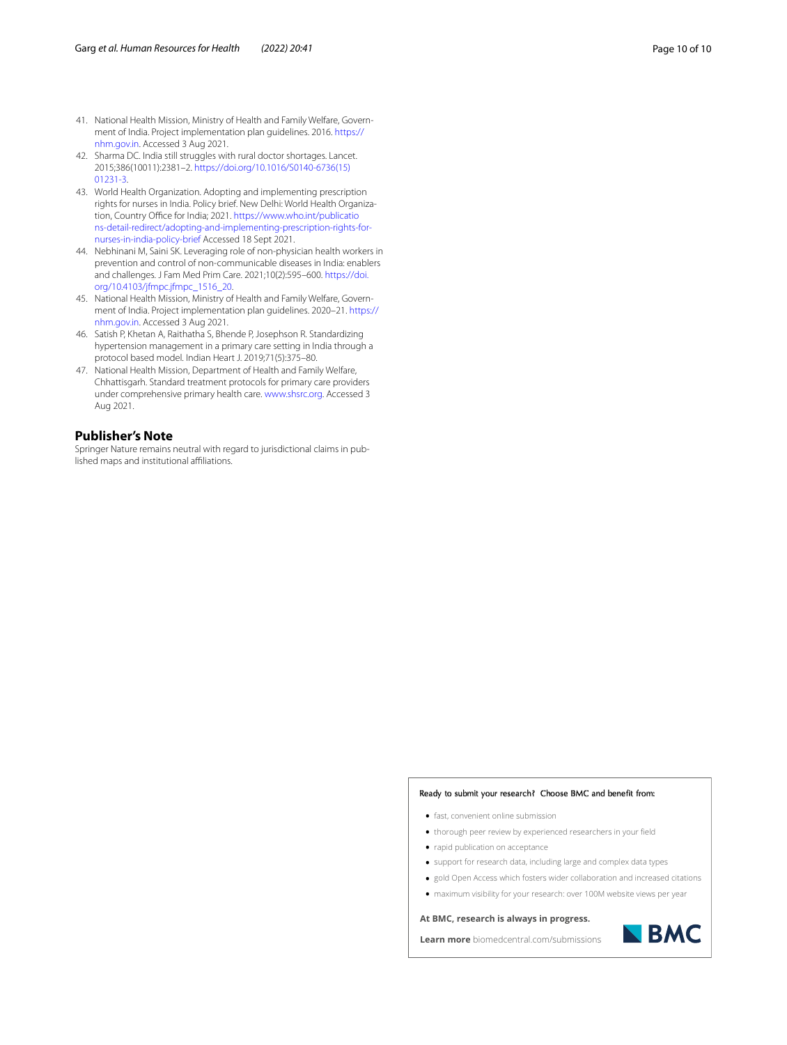41. National Health Mission, Ministry of Health and Family Welfare, Government of India. Project implementation plan guidelines. 2016. https://nhm.gov.in. Accessed 3 Aug 2021.
42. Sharma DC. India still struggles with rural doctor shortages. Lancet. 2015;386(10011):2381–2. https://doi.org/10.1016/S0140-6736(15)01231-3.
43. World Health Organization. Adopting and implementing prescription rights for nurses in India. Policy brief. New Delhi: World Health Organization, Country Office for India; 2021. https://www.who.int/publications-detail-redirect/adopting-and-implementing-prescription-rights-for-nurses-in-india-policy-brief Accessed 18 Sept 2021.
44. Nebhinani M, Saini SK. Leveraging role of non-physician health workers in prevention and control of non-communicable diseases in India: enablers and challenges. J Fam Med Prim Care. 2021;10(2):595–600. https://doi.org/10.4103/jfmpc.jfmpc_1516_20.
45. National Health Mission, Ministry of Health and Family Welfare, Government of India. Project implementation plan guidelines. 2020–21. https://nhm.gov.in. Accessed 3 Aug 2021.
46. Satish P, Khetan A, Raithatha S, Bhende P, Josephson R. Standardizing hypertension management in a primary care setting in India through a protocol based model. Indian Heart J. 2019;71(5):375–80.
47. National Health Mission, Department of Health and Family Welfare, Chhattisgarh. Standard treatment protocols for primary care providers under comprehensive primary health care. www.shsrc.org. Accessed 3 Aug 2021.

## Publisher's Note

Springer Nature remains neutral with regard to jurisdictional claims in published maps and institutional affiliations.

Ready to submit your research? Choose BMC and benefit from:

- fast, convenient online submission
- thorough peer review by experienced researchers in your field
- rapid publication on acceptance
- support for research data, including large and complex data types
- gold Open Access which fosters wider collaboration and increased citations
- maximum visibility for your research: over 100M website views per year

**At BMC, research is always in progress.**

**Learn more** biomedcentral.com/submissions

BMC